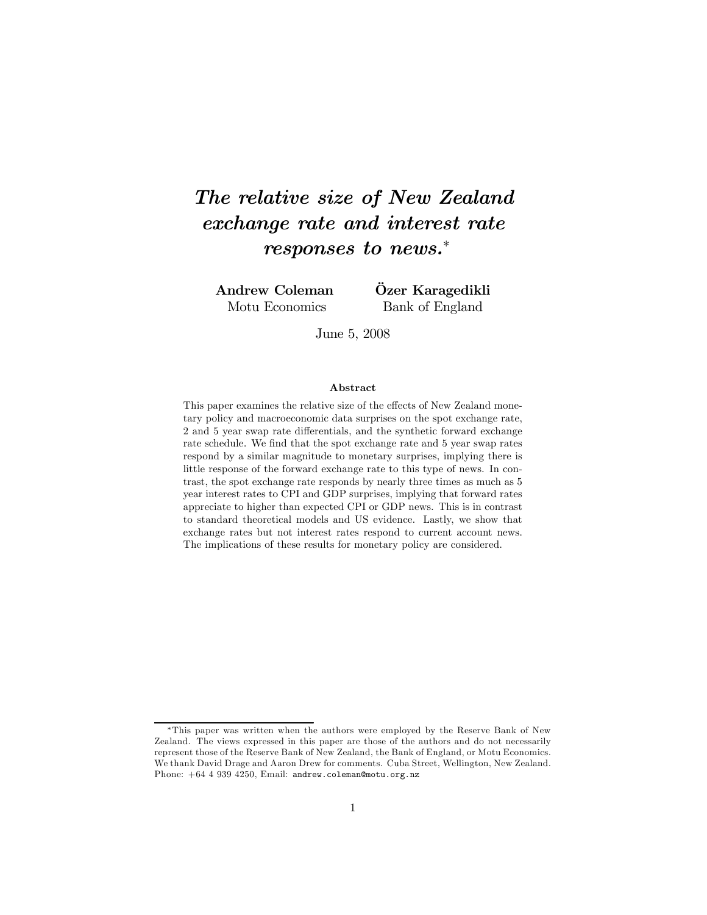# *The relative size of New Zealand exchange rate and interest rate responses to news.*[*]

**Andrew Coleman**
Motu Economics

**Özer Karagedikli**
Bank of England

June 5, 2008

### Abstract

This paper examines the relative size of the effects of New Zealand monetary policy and macroeconomic data surprises on the spot exchange rate, 2 and 5 year swap rate differentials, and the synthetic forward exchange rate schedule. We find that the spot exchange rate and 5 year swap rates respond by a similar magnitude to monetary surprises, implying there is little response of the forward exchange rate to this type of news. In contrast, the spot exchange rate responds by nearly three times as much as 5 year interest rates to CPI and GDP surprises, implying that forward rates appreciate to higher than expected CPI or GDP news. This is in contrast to standard theoretical models and US evidence. Lastly, we show that exchange rates but not interest rates respond to current account news. The implications of these results for monetary policy are considered.

---

[*]This paper was written when the authors were employed by the Reserve Bank of New Zealand. The views expressed in this paper are those of the authors and do not necessarily represent those of the Reserve Bank of New Zealand, the Bank of England, or Motu Economics. We thank David Drage and Aaron Drew for comments. Cuba Street, Wellington, New Zealand. Phone: +64 4 939 4250, Email: andrew.coleman@motu.org.nz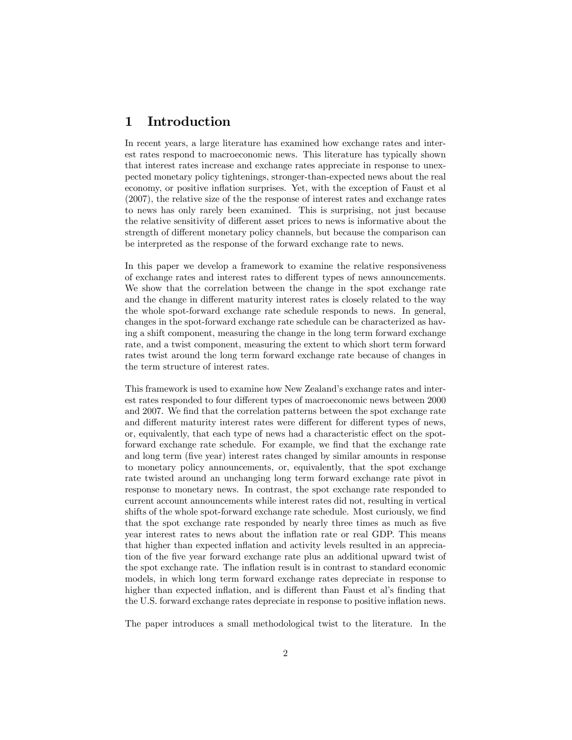# 1 Introduction

In recent years, a large literature has examined how exchange rates and interest rates respond to macroeconomic news. This literature has typically shown that interest rates increase and exchange rates appreciate in response to unexpected monetary policy tightenings, stronger-than-expected news about the real economy, or positive inflation surprises. Yet, with the exception of Faust et al (2007), the relative size of the the response of interest rates and exchange rates to news has only rarely been examined. This is surprising, not just because the relative sensitivity of different asset prices to news is informative about the strength of different monetary policy channels, but because the comparison can be interpreted as the response of the forward exchange rate to news.

In this paper we develop a framework to examine the relative responsiveness of exchange rates and interest rates to different types of news announcements. We show that the correlation between the change in the spot exchange rate and the change in different maturity interest rates is closely related to the way the whole spot-forward exchange rate schedule responds to news. In general, changes in the spot-forward exchange rate schedule can be characterized as having a shift component, measuring the change in the long term forward exchange rate, and a twist component, measuring the extent to which short term forward rates twist around the long term forward exchange rate because of changes in the term structure of interest rates.

This framework is used to examine how New Zealand's exchange rates and interest rates responded to four different types of macroeconomic news between 2000 and 2007. We find that the correlation patterns between the spot exchange rate and different maturity interest rates were different for different types of news, or, equivalently, that each type of news had a characteristic effect on the spot-forward exchange rate schedule. For example, we find that the exchange rate and long term (five year) interest rates changed by similar amounts in response to monetary policy announcements, or, equivalently, that the spot exchange rate twisted around an unchanging long term forward exchange rate pivot in response to monetary news. In contrast, the spot exchange rate responded to current account announcements while interest rates did not, resulting in vertical shifts of the whole spot-forward exchange rate schedule. Most curiously, we find that the spot exchange rate responded by nearly three times as much as five year interest rates to news about the inflation rate or real GDP. This means that higher than expected inflation and activity levels resulted in an appreciation of the five year forward exchange rate plus an additional upward twist of the spot exchange rate. The inflation result is in contrast to standard economic models, in which long term forward exchange rates depreciate in response to higher than expected inflation, and is different than Faust et al's finding that the U.S. forward exchange rates depreciate in response to positive inflation news.

The paper introduces a small methodological twist to the literature. In the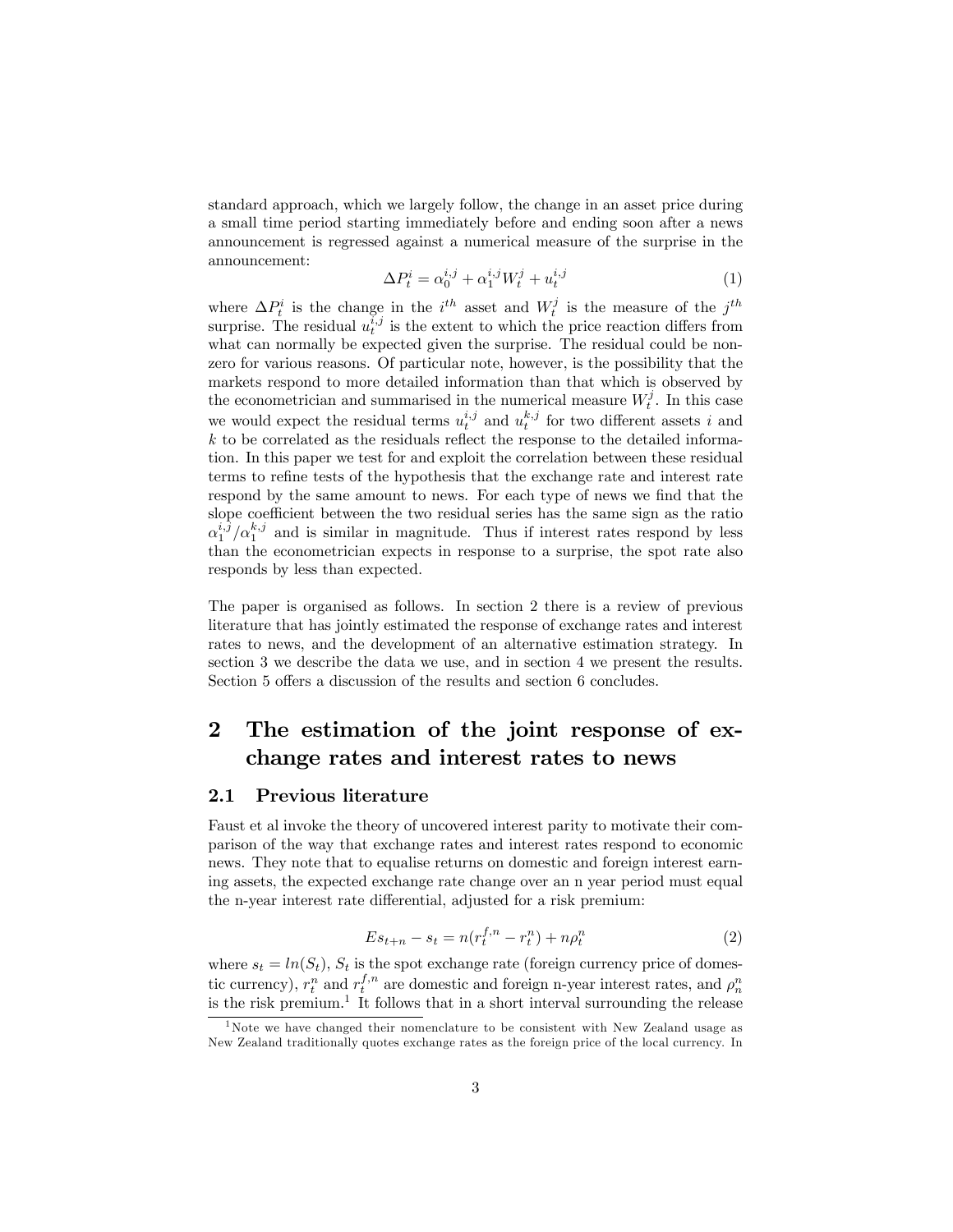standard approach, which we largely follow, the change in an asset price during a small time period starting immediately before and ending soon after a news announcement is regressed against a numerical measure of the surprise in the announcement:

$$\Delta P_t^i = \alpha_0^{i,j} + \alpha_1^{i,j} W_t^j + u_t^{i,j} \tag{1}$$

where $\Delta P_t^i$ is the change in the $i^{th}$ asset and $W_t^j$ is the measure of the $j^{th}$ surprise. The residual $u_t^{i,j}$ is the extent to which the price reaction differs from what can normally be expected given the surprise. The residual could be non-zero for various reasons. Of particular note, however, is the possibility that the markets respond to more detailed information than that which is observed by the econometrician and summarised in the numerical measure $W_t^j$. In this case we would expect the residual terms $u_t^{i,j}$ and $u_t^{k,j}$ for two different assets $i$ and $k$ to be correlated as the residuals reflect the response to the detailed information. In this paper we test for and exploit the correlation between these residual terms to refine tests of the hypothesis that the exchange rate and interest rate respond by the same amount to news. For each type of news we find that the slope coefficient between the two residual series has the same sign as the ratio $\alpha_1^{i,j}/\alpha_1^{k,j}$ and is similar in magnitude. Thus if interest rates respond by less than the econometrician expects in response to a surprise, the spot rate also responds by less than expected.

The paper is organised as follows. In section 2 there is a review of previous literature that has jointly estimated the response of exchange rates and interest rates to news, and the development of an alternative estimation strategy. In section 3 we describe the data we use, and in section 4 we present the results. Section 5 offers a discussion of the results and section 6 concludes.

# 2 The estimation of the joint response of exchange rates and interest rates to news

## 2.1 Previous literature

Faust et al invoke the theory of uncovered interest parity to motivate their comparison of the way that exchange rates and interest rates respond to economic news. They note that to equalise returns on domestic and foreign interest earning assets, the expected exchange rate change over an n year period must equal the n-year interest rate differential, adjusted for a risk premium:

$$Es_{t+n} - s_t = n(r_t^{f,n} - r_t^n) + n\rho_t^n \tag{2}$$

where $s_t = ln(S_t)$, $S_t$ is the spot exchange rate (foreign currency price of domestic currency), $r_t^n$ and $r_t^{f,n}$ are domestic and foreign n-year interest rates, and $\rho_n^n$ is the risk premium.[1] It follows that in a short interval surrounding the release

[1] Note we have changed their nomenclature to be consistent with New Zealand usage as New Zealand traditionally quotes exchange rates as the foreign price of the local currency. In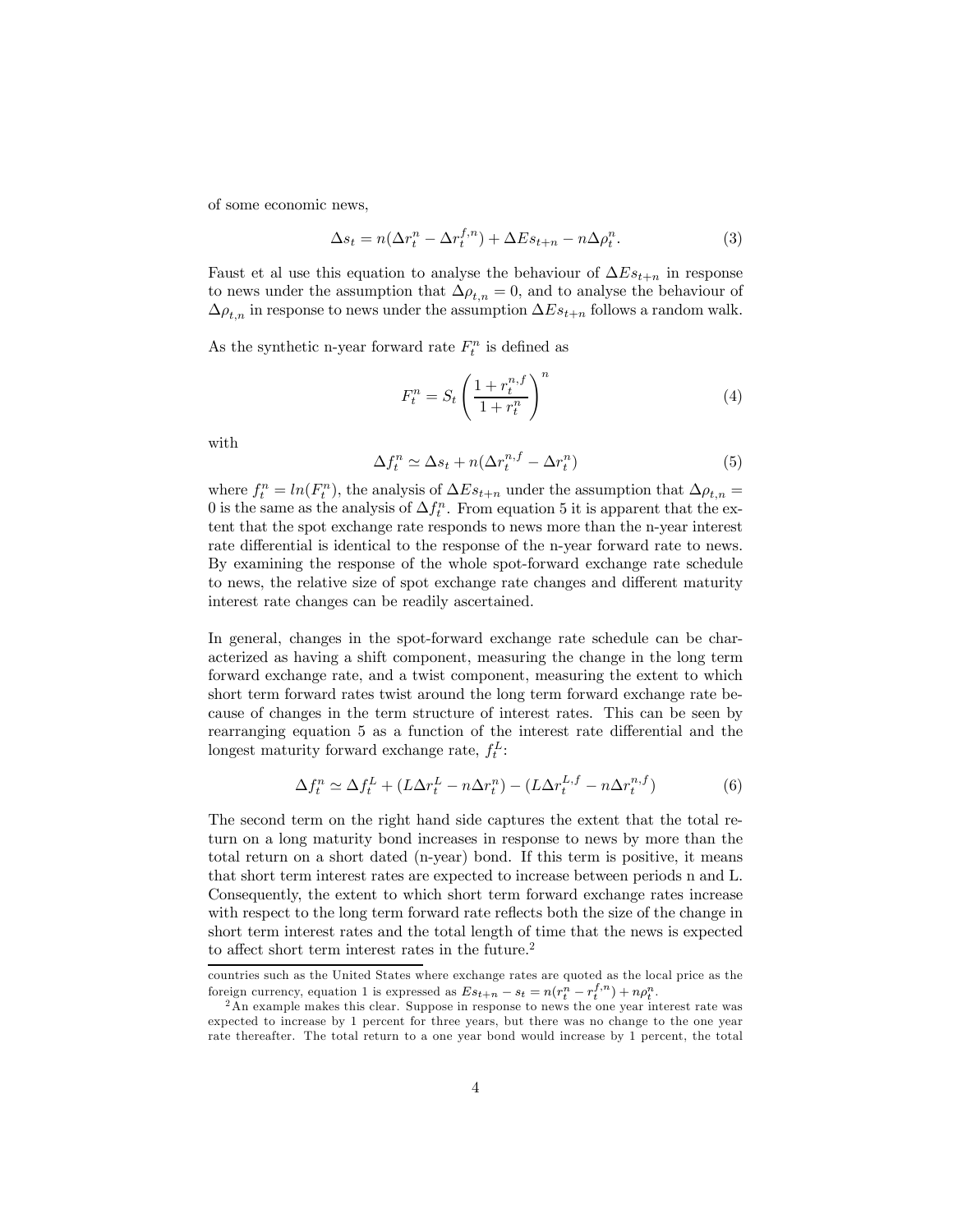of some economic news,

$$\Delta s_t = n(\Delta r_t^n - \Delta r_t^{f,n}) + \Delta E s_{t+n} - n\Delta\rho_t^n. \tag{3}$$

Faust et al use this equation to analyse the behaviour of $\Delta E s_{t+n}$ in response to news under the assumption that $\Delta\rho_{t,n} = 0$, and to analyse the behaviour of $\Delta\rho_{t,n}$ in response to news under the assumption $\Delta E s_{t+n}$ follows a random walk.

As the synthetic n-year forward rate $F_t^n$ is defined as

$$F_t^n = S_t \left( \frac{1 + r_t^{n,f}}{1 + r_t^n} \right)^n \tag{4}$$

with

$$\Delta f_t^n \simeq \Delta s_t + n(\Delta r_t^{n,f} - \Delta r_t^n) \tag{5}$$

where $f_t^n = ln(F_t^n)$, the analysis of $\Delta E s_{t+n}$ under the assumption that $\Delta\rho_{t,n} = 0$ is the same as the analysis of $\Delta f_t^n$. From equation 5 it is apparent that the extent that the spot exchange rate responds to news more than the n-year interest rate differential is identical to the response of the n-year forward rate to news. By examining the response of the whole spot-forward exchange rate schedule to news, the relative size of spot exchange rate changes and different maturity interest rate changes can be readily ascertained.

In general, changes in the spot-forward exchange rate schedule can be characterized as having a shift component, measuring the change in the long term forward exchange rate, and a twist component, measuring the extent to which short term forward rates twist around the long term forward exchange rate because of changes in the term structure of interest rates. This can be seen by rearranging equation 5 as a function of the interest rate differential and the longest maturity forward exchange rate, $f_t^L$:

$$\Delta f_t^n \simeq \Delta f_t^L + (L\Delta r_t^L - n\Delta r_t^n) - (L\Delta r_t^{L,f} - n\Delta r_t^{n,f}) \tag{6}$$

The second term on the right hand side captures the extent that the total return on a long maturity bond increases in response to news by more than the total return on a short dated (n-year) bond. If this term is positive, it means that short term interest rates are expected to increase between periods n and L. Consequently, the extent to which short term forward exchange rates increase with respect to the long term forward rate reflects both the size of the change in short term interest rates and the total length of time that the news is expected to affect short term interest rates in the future.[2]

---

countries such as the United States where exchange rates are quoted as the local price as the foreign currency, equation 1 is expressed as $Es_{t+n} - s_t = n(r_t^n - r_t^{f,n}) + n\rho_t^n$.

[2] An example makes this clear. Suppose in response to news the one year interest rate was expected to increase by 1 percent for three years, but there was no change to the one year rate thereafter. The total return to a one year bond would increase by 1 percent, the total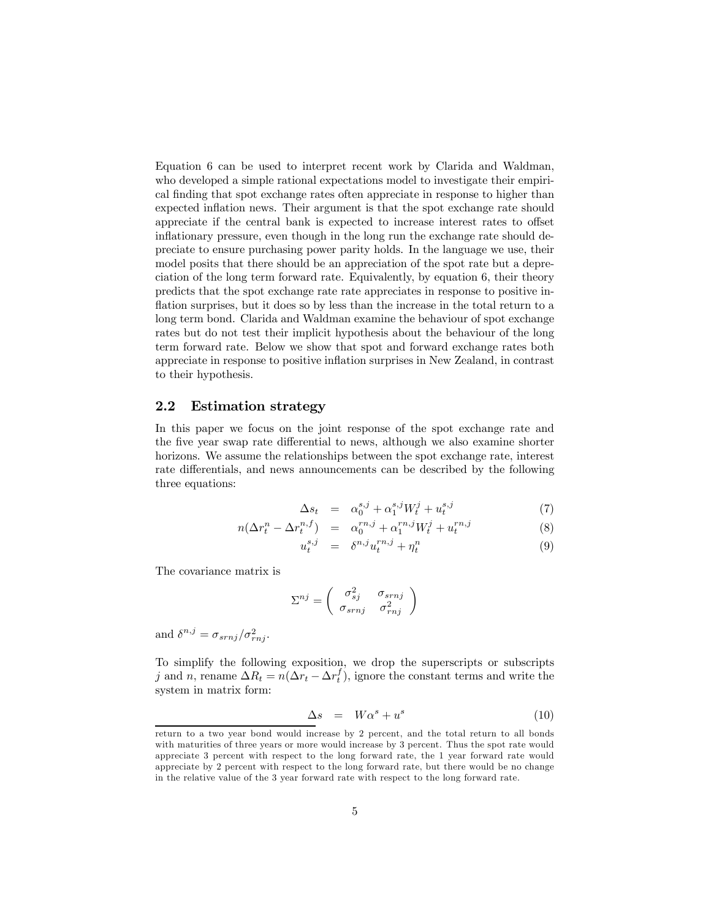Equation 6 can be used to interpret recent work by Clarida and Waldman, who developed a simple rational expectations model to investigate their empirical finding that spot exchange rates often appreciate in response to higher than expected inflation news. Their argument is that the spot exchange rate should appreciate if the central bank is expected to increase interest rates to offset inflationary pressure, even though in the long run the exchange rate should depreciate to ensure purchasing power parity holds. In the language we use, their model posits that there should be an appreciation of the spot rate but a depreciation of the long term forward rate. Equivalently, by equation 6, their theory predicts that the spot exchange rate rate appreciates in response to positive inflation surprises, but it does so by less than the increase in the total return to a long term bond. Clarida and Waldman examine the behaviour of spot exchange rates but do not test their implicit hypothesis about the behaviour of the long term forward rate. Below we show that spot and forward exchange rates both appreciate in response to positive inflation surprises in New Zealand, in contrast to their hypothesis.

## 2.2 Estimation strategy

In this paper we focus on the joint response of the spot exchange rate and the five year swap rate differential to news, although we also examine shorter horizons. We assume the relationships between the spot exchange rate, interest rate differentials, and news announcements can be described by the following three equations:

$$\Delta s_t = \alpha_0^{s,j} + \alpha_1^{s,j} W_t^j + u_t^{s,j} \tag{7}$$

$$n(\Delta r_t^n - \Delta r_t^{n,f}) = \alpha_0^{rn,j} + \alpha_1^{rn,j} W_t^j + u_t^{rn,j} \tag{8}$$

$$u_t^{s,j} = \delta^{n,j} u_t^{rn,j} + \eta_t^n \tag{9}$$

The covariance matrix is

$$\Sigma^{nj} = \begin{pmatrix} \sigma_{sj}^2 & \sigma_{srnj} \\ \sigma_{srnj} & \sigma_{rnj}^2 \end{pmatrix}$$

and $\delta^{n,j} = \sigma_{srnj}/\sigma_{rnj}^2$.

To simplify the following exposition, we drop the superscripts or subscripts $j$ and $n$, rename $\Delta R_t = n(\Delta r_t - \Delta r_t^f)$, ignore the constant terms and write the system in matrix form:

$$\Delta s = W\alpha^s + u^s \tag{10}$$

return to a two year bond would increase by 2 percent, and the total return to all bonds with maturities of three years or more would increase by 3 percent. Thus the spot rate would appreciate 3 percent with respect to the long forward rate, the 1 year forward rate would appreciate by 2 percent with respect to the long forward rate, but there would be no change in the relative value of the 3 year forward rate with respect to the long forward rate.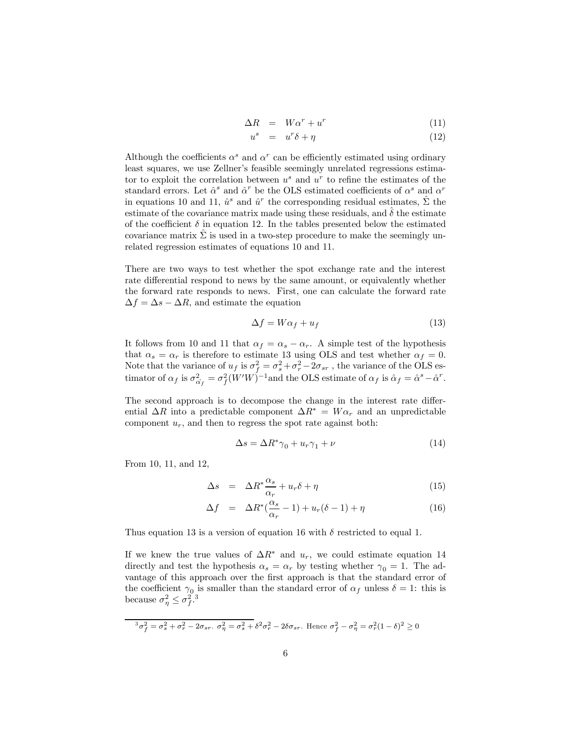$$
\begin{aligned}
\Delta R &= W\alpha^r + u^r && (11) \\
u^s &= u^r\delta + \eta && (12)
\end{aligned}
$$

Although the coefficients $\alpha^s$ and $\alpha^r$ can be efficiently estimated using ordinary least squares, we use Zellner's feasible seemingly unrelated regressions estimator to exploit the correlation between $u^s$ and $u^r$ to refine the estimates of the standard errors. Let $\hat{\alpha}^s$ and $\hat{\alpha}^r$ be the OLS estimated coefficients of $\alpha^s$ and $\alpha^r$ in equations 10 and 11, $\hat{u}^s$ and $\hat{u}^r$ the corresponding residual estimates, $\hat{\Sigma}$ the estimate of the covariance matrix made using these residuals, and $\hat{\delta}$ the estimate of the coefficient $\delta$ in equation 12. In the tables presented below the estimated covariance matrix $\hat{\Sigma}$ is used in a two-step procedure to make the seemingly unrelated regression estimates of equations 10 and 11.

There are two ways to test whether the spot exchange rate and the interest rate differential respond to news by the same amount, or equivalently whether the forward rate responds to news. First, one can calculate the forward rate $\Delta f = \Delta s - \Delta R$, and estimate the equation

$$
\Delta f = W\alpha_f + u_f \tag{13}
$$

It follows from 10 and 11 that $\alpha_f = \alpha_s - \alpha_r$. A simple test of the hypothesis that $\alpha_s = \alpha_r$ is therefore to estimate 13 using OLS and test whether $\alpha_f = 0$. Note that the variance of $u_f$ is $\sigma_f^2 = \sigma_s^2 + \sigma_r^2 - 2\sigma_{sr}$ , the variance of the OLS estimator of $\alpha_f$ is $\sigma_{\alpha_f}^2 = \sigma_f^2(W'W)^{-1}$and the OLS estimate of $\alpha_f$ is $\hat{\alpha}_f = \hat{\alpha}^s - \hat{\alpha}^r$.

The second approach is to decompose the change in the interest rate differential $\Delta R$ into a predictable component $\Delta R^* = W\alpha_r$ and an unpredictable component $u_r$, and then to regress the spot rate against both:

$$
\Delta s = \Delta R^* \gamma_0 + u_r \gamma_1 + \nu \tag{14}
$$

From 10, 11, and 12,

$$
\begin{aligned}
\Delta s &= \Delta R^* \frac{\alpha_s}{\alpha_r} + u_r\delta + \eta && (15) \\
\Delta f &= \Delta R^* (\frac{\alpha_s}{\alpha_r} - 1) + u_r(\delta - 1) + \eta && (16)
\end{aligned}
$$

Thus equation 13 is a version of equation 16 with $\delta$ restricted to equal 1.

If we knew the true values of $\Delta R^*$ and $u_r$, we could estimate equation 14 directly and test the hypothesis $\alpha_s = \alpha_r$ by testing whether $\gamma_0 = 1$. The advantage of this approach over the first approach is that the standard error of the coefficient $\gamma_0$ is smaller than the standard error of $\alpha_f$ unless $\delta = 1$: this is because $\sigma_\eta^2 \leq \sigma_f^2$.[3]

[3] $\sigma_f^2 = \sigma_s^2 + \sigma_r^2 - 2\sigma_{sr}$. $\sigma_\eta^2 = \sigma_s^2 + \delta^2\sigma_r^2 - 2\delta\sigma_{sr}$. Hence $\sigma_f^2 - \sigma_\eta^2 = \sigma_r^2(1-\delta)^2 \geq 0$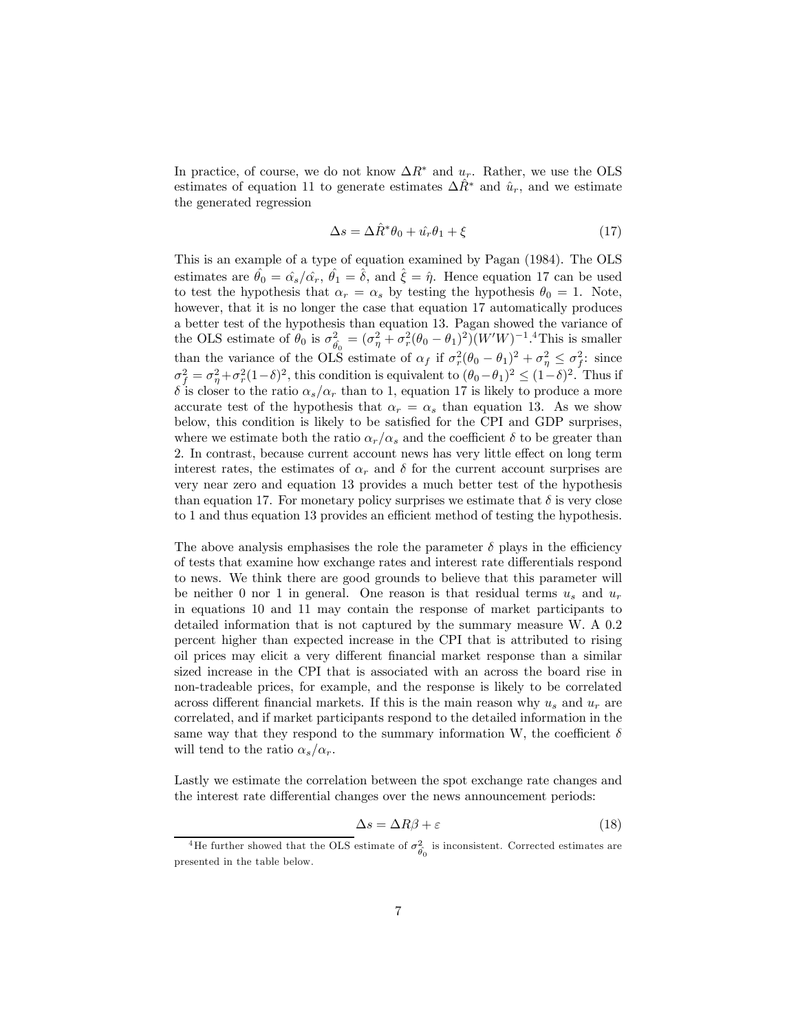In practice, of course, we do not know $\Delta R^*$ and $u_r$. Rather, we use the OLS estimates of equation 11 to generate estimates $\Delta\hat{R}^*$ and $\hat{u}_r$, and we estimate the generated regression

$$\Delta s = \Delta\hat{R}^*\theta_0 + \hat{u_r}\theta_1 + \xi \tag{17}$$

This is an example of a type of equation examined by Pagan (1984). The OLS estimates are $\hat{\theta_0} = \hat{\alpha_s}/\hat{\alpha_r}$, $\hat{\theta_1} = \hat{\delta}$, and $\hat{\xi} = \hat{\eta}$. Hence equation 17 can be used to test the hypothesis that $\alpha_r = \alpha_s$ by testing the hypothesis $\theta_0 = 1$. Note, however, that it is no longer the case that equation 17 automatically produces a better test of the hypothesis than equation 13. Pagan showed the variance of the OLS estimate of $\theta_0$ is $\sigma^2_{\hat{\theta_0}} = (\sigma^2_\eta + \sigma^2_r(\theta_0 - \theta_1)^2)(W'W)^{-1}$.[4] This is smaller than the variance of the OLS estimate of $\alpha_f$ if $\sigma^2_r(\theta_0 - \theta_1)^2 + \sigma^2_\eta \leq \sigma^2_f$: since $\sigma^2_f = \sigma^2_\eta + \sigma^2_r(1-\delta)^2$, this condition is equivalent to $(\theta_0 - \theta_1)^2 \leq (1-\delta)^2$. Thus if $\delta$ is closer to the ratio $\alpha_s/\alpha_r$ than to 1, equation 17 is likely to produce a more accurate test of the hypothesis that $\alpha_r = \alpha_s$ than equation 13. As we show below, this condition is likely to be satisfied for the CPI and GDP surprises, where we estimate both the ratio $\alpha_r/\alpha_s$ and the coefficient $\delta$ to be greater than 2. In contrast, because current account news has very little effect on long term interest rates, the estimates of $\alpha_r$ and $\delta$ for the current account surprises are very near zero and equation 13 provides a much better test of the hypothesis than equation 17. For monetary policy surprises we estimate that $\delta$ is very close to 1 and thus equation 13 provides an efficient method of testing the hypothesis.

The above analysis emphasises the role the parameter $\delta$ plays in the efficiency of tests that examine how exchange rates and interest rate differentials respond to news. We think there are good grounds to believe that this parameter will be neither 0 nor 1 in general. One reason is that residual terms $u_s$ and $u_r$ in equations 10 and 11 may contain the response of market participants to detailed information that is not captured by the summary measure W. A 0.2 percent higher than expected increase in the CPI that is attributed to rising oil prices may elicit a very different financial market response than a similar sized increase in the CPI that is associated with an across the board rise in non-tradeable prices, for example, and the response is likely to be correlated across different financial markets. If this is the main reason why $u_s$ and $u_r$ are correlated, and if market participants respond to the detailed information in the same way that they respond to the summary information W, the coefficient $\delta$ will tend to the ratio $\alpha_s/\alpha_r$.

Lastly we estimate the correlation between the spot exchange rate changes and the interest rate differential changes over the news announcement periods:

$$\Delta s = \Delta R\beta + \varepsilon \tag{18}$$

[4] He further showed that the OLS estimate of $\sigma^2_{\hat{\theta_0}}$ is inconsistent. Corrected estimates are presented in the table below.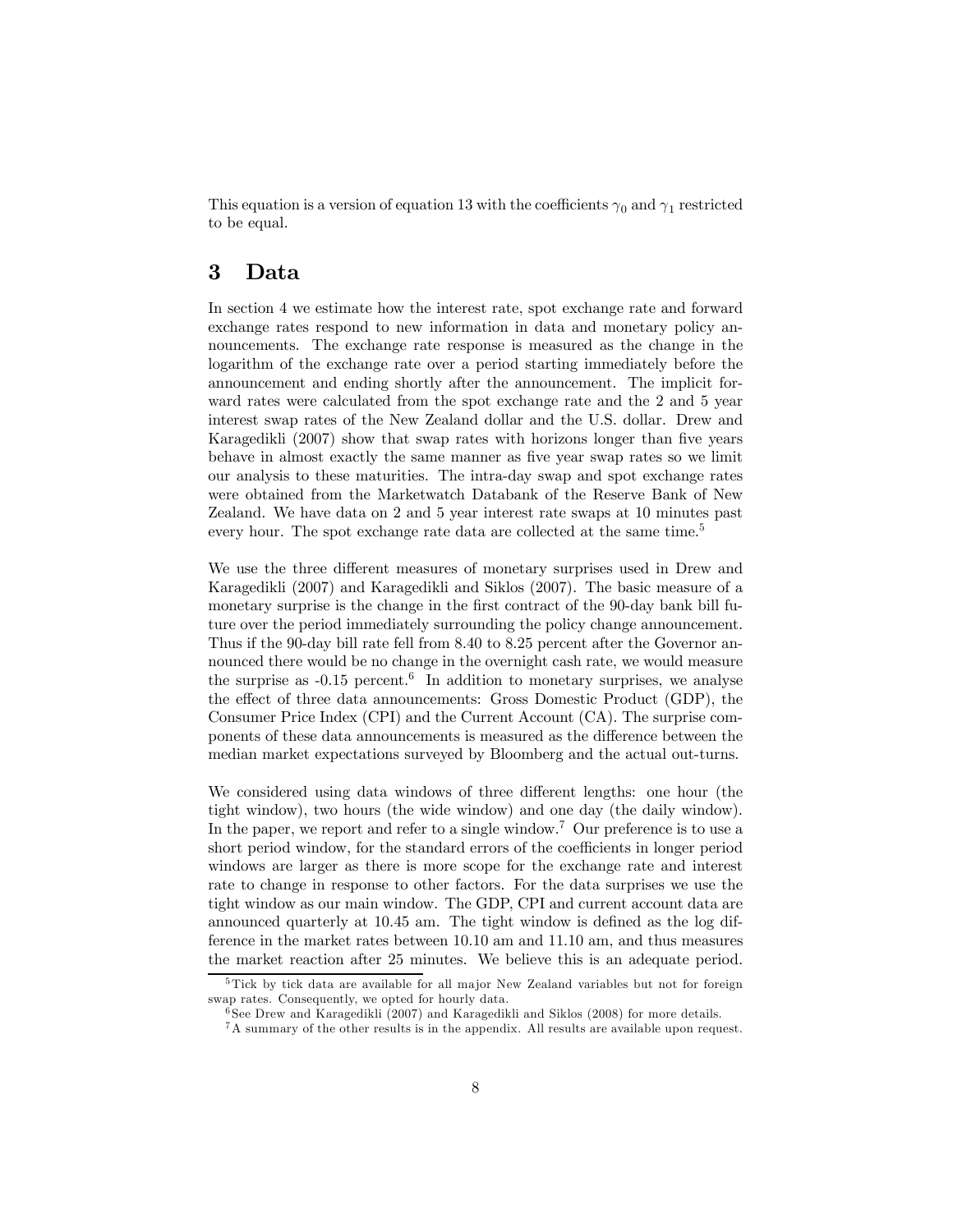This equation is a version of equation 13 with the coefficients $\gamma_0$ and $\gamma_1$ restricted to be equal.

# 3 Data

In section 4 we estimate how the interest rate, spot exchange rate and forward exchange rates respond to new information in data and monetary policy announcements. The exchange rate response is measured as the change in the logarithm of the exchange rate over a period starting immediately before the announcement and ending shortly after the announcement. The implicit forward rates were calculated from the spot exchange rate and the 2 and 5 year interest swap rates of the New Zealand dollar and the U.S. dollar. Drew and Karagedikli (2007) show that swap rates with horizons longer than five years behave in almost exactly the same manner as five year swap rates so we limit our analysis to these maturities. The intra-day swap and spot exchange rates were obtained from the Marketwatch Databank of the Reserve Bank of New Zealand. We have data on 2 and 5 year interest rate swaps at 10 minutes past every hour. The spot exchange rate data are collected at the same time.[5]

We use the three different measures of monetary surprises used in Drew and Karagedikli (2007) and Karagedikli and Siklos (2007). The basic measure of a monetary surprise is the change in the first contract of the 90-day bank bill future over the period immediately surrounding the policy change announcement. Thus if the 90-day bill rate fell from 8.40 to 8.25 percent after the Governor announced there would be no change in the overnight cash rate, we would measure the surprise as -0.15 percent.[6] In addition to monetary surprises, we analyse the effect of three data announcements: Gross Domestic Product (GDP), the Consumer Price Index (CPI) and the Current Account (CA). The surprise components of these data announcements is measured as the difference between the median market expectations surveyed by Bloomberg and the actual out-turns.

We considered using data windows of three different lengths: one hour (the tight window), two hours (the wide window) and one day (the daily window). In the paper, we report and refer to a single window.[7] Our preference is to use a short period window, for the standard errors of the coefficients in longer period windows are larger as there is more scope for the exchange rate and interest rate to change in response to other factors. For the data surprises we use the tight window as our main window. The GDP, CPI and current account data are announced quarterly at 10.45 am. The tight window is defined as the log difference in the market rates between 10.10 am and 11.10 am, and thus measures the market reaction after 25 minutes. We believe this is an adequate period.

[5] Tick by tick data are available for all major New Zealand variables but not for foreign swap rates. Consequently, we opted for hourly data.

[6] See Drew and Karagedikli (2007) and Karagedikli and Siklos (2008) for more details.

[7] A summary of the other results is in the appendix. All results are available upon request.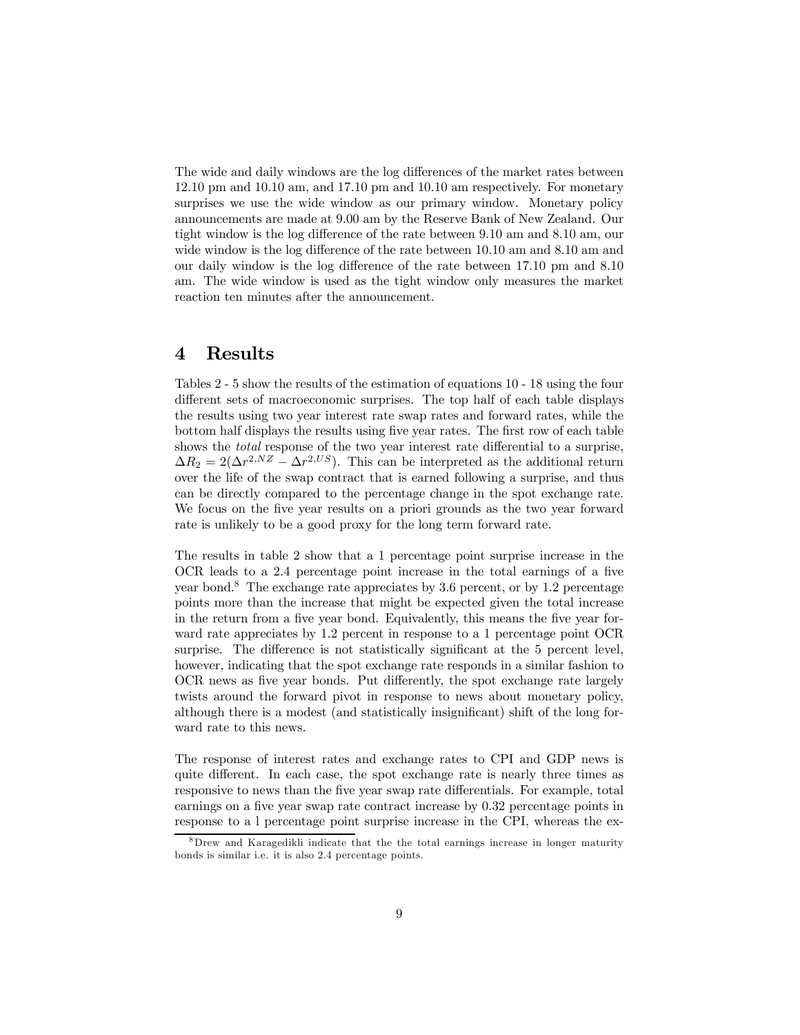The wide and daily windows are the log differences of the market rates between 12.10 pm and 10.10 am, and 17.10 pm and 10.10 am respectively. For monetary surprises we use the wide window as our primary window. Monetary policy announcements are made at 9.00 am by the Reserve Bank of New Zealand. Our tight window is the log difference of the rate between 9.10 am and 8.10 am, our wide window is the log difference of the rate between 10.10 am and 8.10 am and our daily window is the log difference of the rate between 17.10 pm and 8.10 am. The wide window is used as the tight window only measures the market reaction ten minutes after the announcement.

# 4 Results

Tables 2 - 5 show the results of the estimation of equations 10 - 18 using the four different sets of macroeconomic surprises. The top half of each table displays the results using two year interest rate swap rates and forward rates, while the bottom half displays the results using five year rates. The first row of each table shows the *total* response of the two year interest rate differential to a surprise, $\Delta R_2 = 2(\Delta r^{2,NZ} - \Delta r^{2,US})$. This can be interpreted as the additional return over the life of the swap contract that is earned following a surprise, and thus can be directly compared to the percentage change in the spot exchange rate. We focus on the five year results on a priori grounds as the two year forward rate is unlikely to be a good proxy for the long term forward rate.

The results in table 2 show that a 1 percentage point surprise increase in the OCR leads to a 2.4 percentage point increase in the total earnings of a five year bond.[8] The exchange rate appreciates by 3.6 percent, or by 1.2 percentage points more than the increase that might be expected given the total increase in the return from a five year bond. Equivalently, this means the five year forward rate appreciates by 1.2 percent in response to a 1 percentage point OCR surprise. The difference is not statistically significant at the 5 percent level, however, indicating that the spot exchange rate responds in a similar fashion to OCR news as five year bonds. Put differently, the spot exchange rate largely twists around the forward pivot in response to news about monetary policy, although there is a modest (and statistically insignificant) shift of the long forward rate to this news.

The response of interest rates and exchange rates to CPI and GDP news is quite different. In each case, the spot exchange rate is nearly three times as responsive to news than the five year swap rate differentials. For example, total earnings on a five year swap rate contract increase by 0.32 percentage points in response to a 1 percentage point surprise increase in the CPI, whereas the ex-

[8] Drew and Karagedikli indicate that the the total earnings increase in longer maturity bonds is similar i.e. it is also 2.4 percentage points.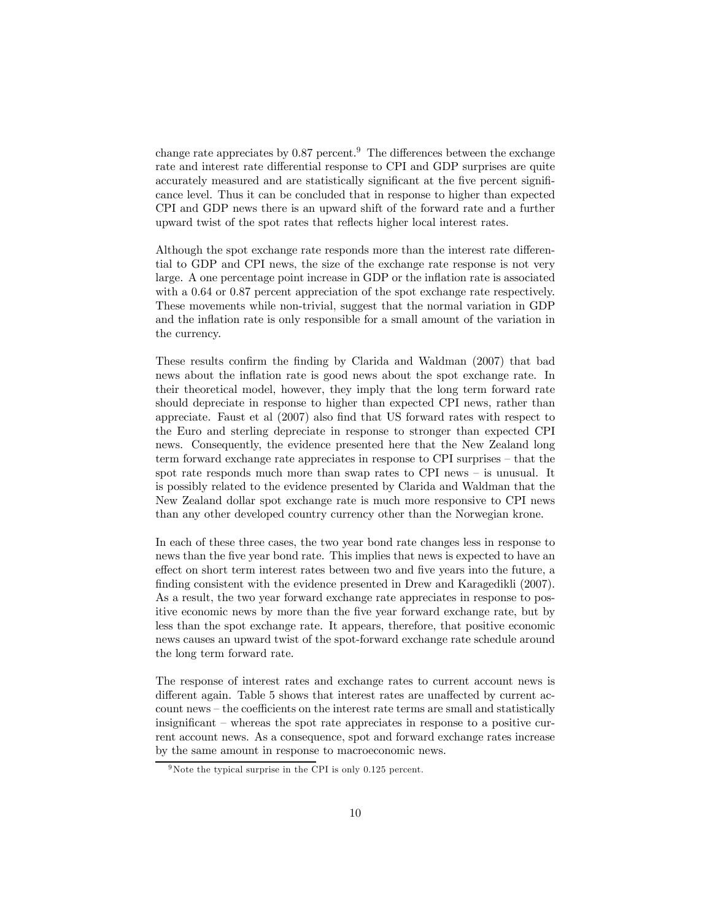change rate appreciates by 0.87 percent.[9] The differences between the exchange rate and interest rate differential response to CPI and GDP surprises are quite accurately measured and are statistically significant at the five percent significance level. Thus it can be concluded that in response to higher than expected CPI and GDP news there is an upward shift of the forward rate and a further upward twist of the spot rates that reflects higher local interest rates.

Although the spot exchange rate responds more than the interest rate differential to GDP and CPI news, the size of the exchange rate response is not very large. A one percentage point increase in GDP or the inflation rate is associated with a 0.64 or 0.87 percent appreciation of the spot exchange rate respectively. These movements while non-trivial, suggest that the normal variation in GDP and the inflation rate is only responsible for a small amount of the variation in the currency.

These results confirm the finding by Clarida and Waldman (2007) that bad news about the inflation rate is good news about the spot exchange rate. In their theoretical model, however, they imply that the long term forward rate should depreciate in response to higher than expected CPI news, rather than appreciate. Faust et al (2007) also find that US forward rates with respect to the Euro and sterling depreciate in response to stronger than expected CPI news. Consequently, the evidence presented here that the New Zealand long term forward exchange rate appreciates in response to CPI surprises – that the spot rate responds much more than swap rates to CPI news – is unusual. It is possibly related to the evidence presented by Clarida and Waldman that the New Zealand dollar spot exchange rate is much more responsive to CPI news than any other developed country currency other than the Norwegian krone.

In each of these three cases, the two year bond rate changes less in response to news than the five year bond rate. This implies that news is expected to have an effect on short term interest rates between two and five years into the future, a finding consistent with the evidence presented in Drew and Karagedikli (2007). As a result, the two year forward exchange rate appreciates in response to positive economic news by more than the five year forward exchange rate, but by less than the spot exchange rate. It appears, therefore, that positive economic news causes an upward twist of the spot-forward exchange rate schedule around the long term forward rate.

The response of interest rates and exchange rates to current account news is different again. Table 5 shows that interest rates are unaffected by current account news – the coefficients on the interest rate terms are small and statistically insignificant – whereas the spot rate appreciates in response to a positive current account news. As a consequence, spot and forward exchange rates increase by the same amount in response to macroeconomic news.

[9] Note the typical surprise in the CPI is only 0.125 percent.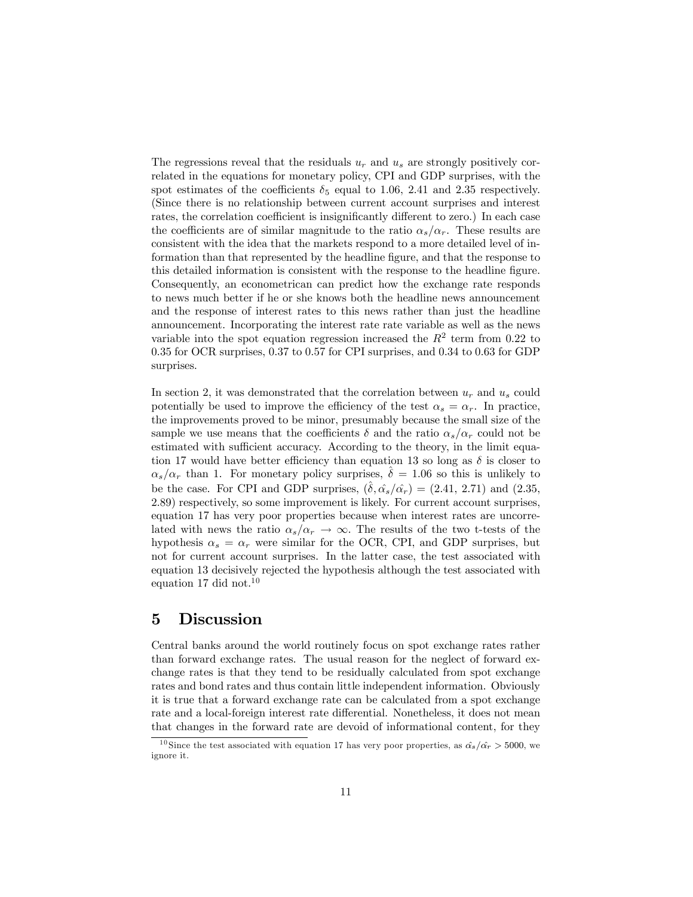The regressions reveal that the residuals $u_r$ and $u_s$ are strongly positively correlated in the equations for monetary policy, CPI and GDP surprises, with the spot estimates of the coefficients $\delta_5$ equal to 1.06, 2.41 and 2.35 respectively. (Since there is no relationship between current account surprises and interest rates, the correlation coefficient is insignificantly different to zero.) In each case the coefficients are of similar magnitude to the ratio $\alpha_s/\alpha_r$. These results are consistent with the idea that the markets respond to a more detailed level of information than that represented by the headline figure, and that the response to this detailed information is consistent with the response to the headline figure. Consequently, an econometrican can predict how the exchange rate responds to news much better if he or she knows both the headline news announcement and the response of interest rates to this news rather than just the headline announcement. Incorporating the interest rate rate variable as well as the news variable into the spot equation regression increased the $R^2$ term from 0.22 to 0.35 for OCR surprises, 0.37 to 0.57 for CPI surprises, and 0.34 to 0.63 for GDP surprises.

In section 2, it was demonstrated that the correlation between $u_r$ and $u_s$ could potentially be used to improve the efficiency of the test $\alpha_s = \alpha_r$. In practice, the improvements proved to be minor, presumably because the small size of the sample we use means that the coefficients $\delta$ and the ratio $\alpha_s/\alpha_r$ could not be estimated with sufficient accuracy. According to the theory, in the limit equation 17 would have better efficiency than equation 13 so long as $\delta$ is closer to $\alpha_s/\alpha_r$ than 1. For monetary policy surprises, $\hat{\delta} = 1.06$ so this is unlikely to be the case. For CPI and GDP surprises, $(\hat{\delta}, \hat{\alpha_s}/\hat{\alpha_r}) = (2.41,\ 2.71)$ and $(2.35,\ 2.89)$ respectively, so some improvement is likely. For current account surprises, equation 17 has very poor properties because when interest rates are uncorrelated with news the ratio $\alpha_s/\alpha_r \rightarrow \infty$. The results of the two t-tests of the hypothesis $\alpha_s = \alpha_r$ were similar for the OCR, CPI, and GDP surprises, but not for current account surprises. In the latter case, the test associated with equation 13 decisively rejected the hypothesis although the test associated with equation 17 did not.[10]

# 5 Discussion

Central banks around the world routinely focus on spot exchange rates rather than forward exchange rates. The usual reason for the neglect of forward exchange rates is that they tend to be residually calculated from spot exchange rates and bond rates and thus contain little independent information. Obviously it is true that a forward exchange rate can be calculated from a spot exchange rate and a local-foreign interest rate differential. Nonetheless, it does not mean that changes in the forward rate are devoid of informational content, for they

[10] Since the test associated with equation 17 has very poor properties, as $\hat{\alpha_s}/\hat{\alpha_r} > 5000$, we ignore it.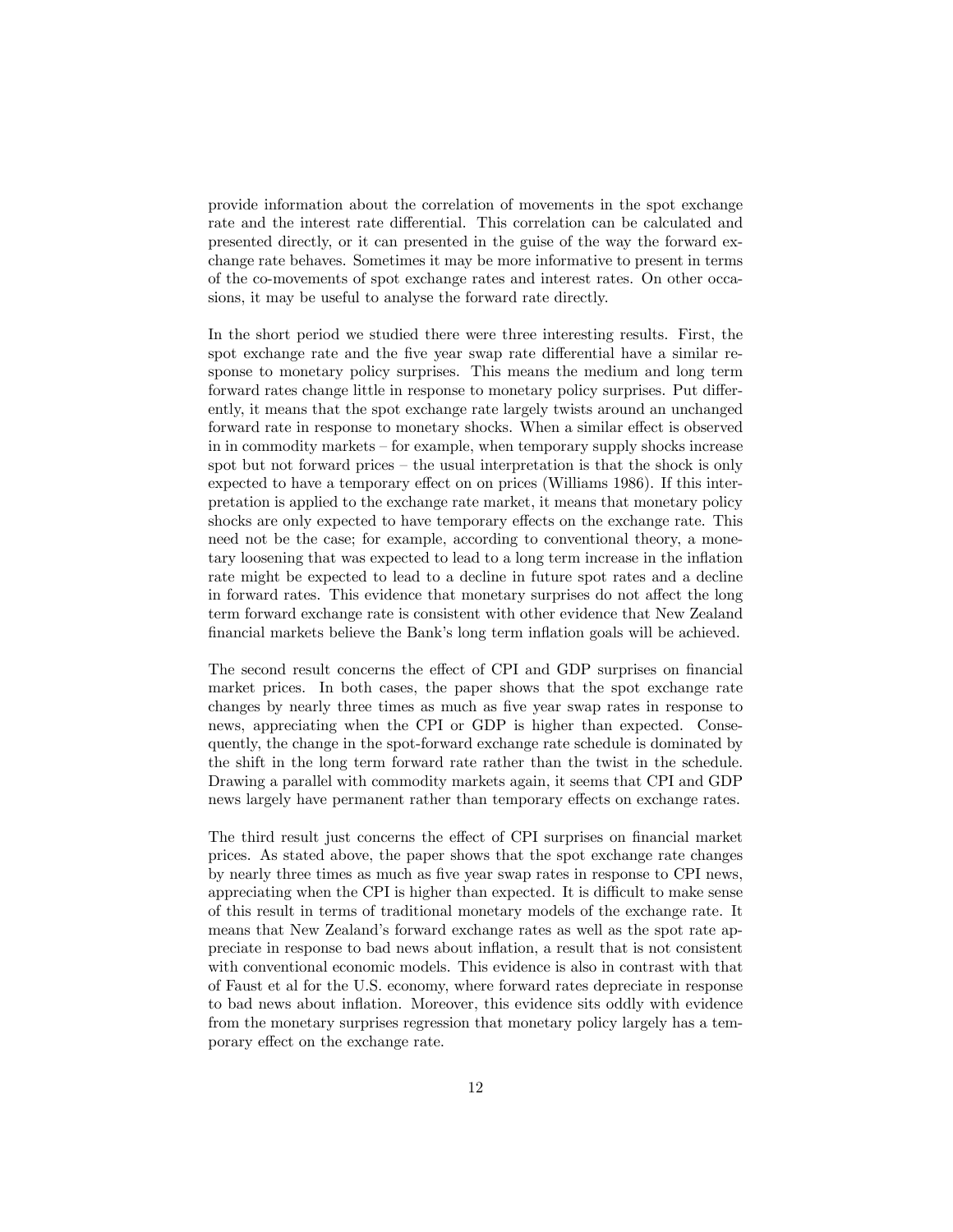provide information about the correlation of movements in the spot exchange rate and the interest rate differential. This correlation can be calculated and presented directly, or it can presented in the guise of the way the forward exchange rate behaves. Sometimes it may be more informative to present in terms of the co-movements of spot exchange rates and interest rates. On other occasions, it may be useful to analyse the forward rate directly.

In the short period we studied there were three interesting results. First, the spot exchange rate and the five year swap rate differential have a similar response to monetary policy surprises. This means the medium and long term forward rates change little in response to monetary policy surprises. Put differently, it means that the spot exchange rate largely twists around an unchanged forward rate in response to monetary shocks. When a similar effect is observed in in commodity markets – for example, when temporary supply shocks increase spot but not forward prices – the usual interpretation is that the shock is only expected to have a temporary effect on on prices (Williams 1986). If this interpretation is applied to the exchange rate market, it means that monetary policy shocks are only expected to have temporary effects on the exchange rate. This need not be the case; for example, according to conventional theory, a monetary loosening that was expected to lead to a long term increase in the inflation rate might be expected to lead to a decline in future spot rates and a decline in forward rates. This evidence that monetary surprises do not affect the long term forward exchange rate is consistent with other evidence that New Zealand financial markets believe the Bank's long term inflation goals will be achieved.

The second result concerns the effect of CPI and GDP surprises on financial market prices. In both cases, the paper shows that the spot exchange rate changes by nearly three times as much as five year swap rates in response to news, appreciating when the CPI or GDP is higher than expected. Consequently, the change in the spot-forward exchange rate schedule is dominated by the shift in the long term forward rate rather than the twist in the schedule. Drawing a parallel with commodity markets again, it seems that CPI and GDP news largely have permanent rather than temporary effects on exchange rates.

The third result just concerns the effect of CPI surprises on financial market prices. As stated above, the paper shows that the spot exchange rate changes by nearly three times as much as five year swap rates in response to CPI news, appreciating when the CPI is higher than expected. It is difficult to make sense of this result in terms of traditional monetary models of the exchange rate. It means that New Zealand's forward exchange rates as well as the spot rate appreciate in response to bad news about inflation, a result that is not consistent with conventional economic models. This evidence is also in contrast with that of Faust et al for the U.S. economy, where forward rates depreciate in response to bad news about inflation. Moreover, this evidence sits oddly with evidence from the monetary surprises regression that monetary policy largely has a temporary effect on the exchange rate.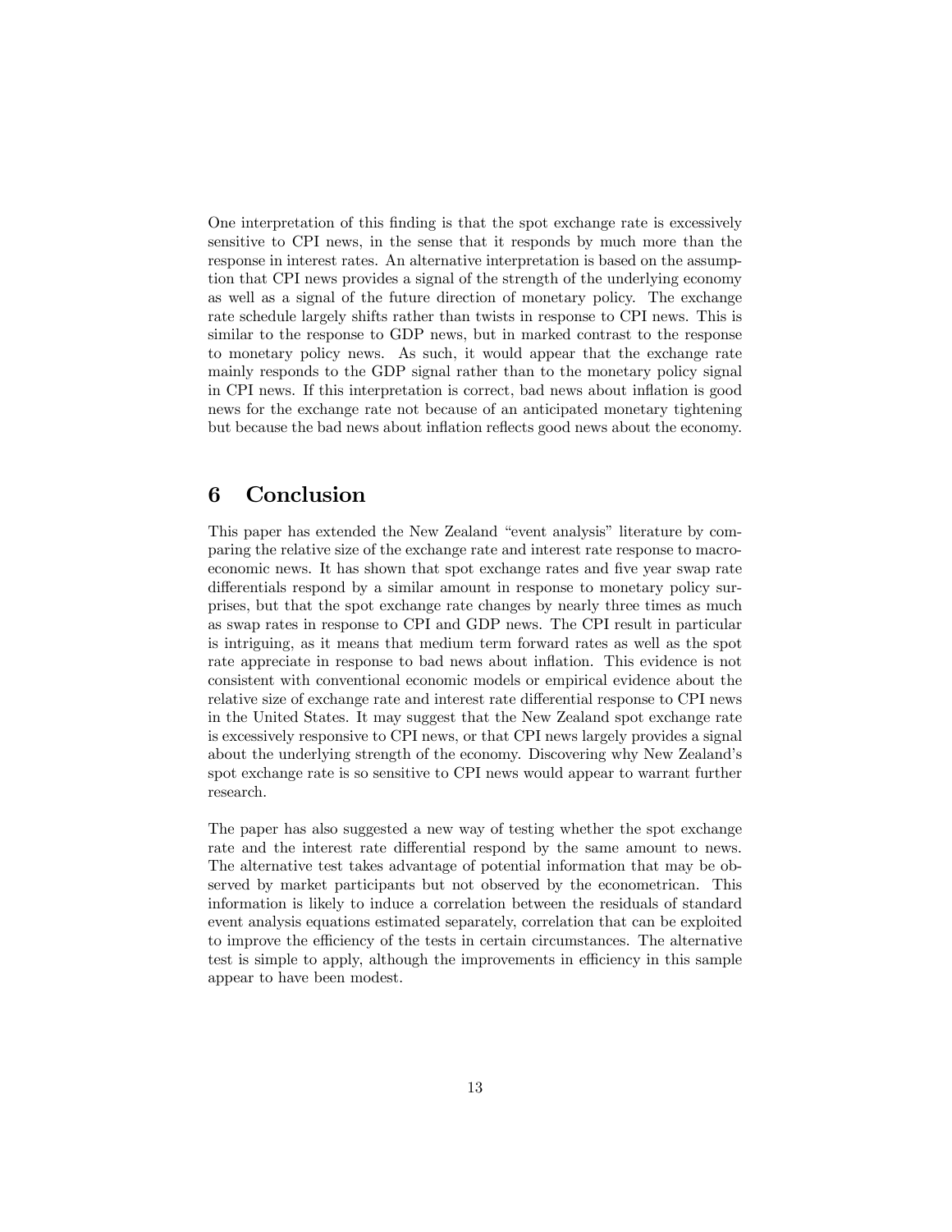One interpretation of this finding is that the spot exchange rate is excessively sensitive to CPI news, in the sense that it responds by much more than the response in interest rates. An alternative interpretation is based on the assumption that CPI news provides a signal of the strength of the underlying economy as well as a signal of the future direction of monetary policy. The exchange rate schedule largely shifts rather than twists in response to CPI news. This is similar to the response to GDP news, but in marked contrast to the response to monetary policy news. As such, it would appear that the exchange rate mainly responds to the GDP signal rather than to the monetary policy signal in CPI news. If this interpretation is correct, bad news about inflation is good news for the exchange rate not because of an anticipated monetary tightening but because the bad news about inflation reflects good news about the economy.

# 6 Conclusion

This paper has extended the New Zealand "event analysis" literature by comparing the relative size of the exchange rate and interest rate response to macroeconomic news. It has shown that spot exchange rates and five year swap rate differentials respond by a similar amount in response to monetary policy surprises, but that the spot exchange rate changes by nearly three times as much as swap rates in response to CPI and GDP news. The CPI result in particular is intriguing, as it means that medium term forward rates as well as the spot rate appreciate in response to bad news about inflation. This evidence is not consistent with conventional economic models or empirical evidence about the relative size of exchange rate and interest rate differential response to CPI news in the United States. It may suggest that the New Zealand spot exchange rate is excessively responsive to CPI news, or that CPI news largely provides a signal about the underlying strength of the economy. Discovering why New Zealand's spot exchange rate is so sensitive to CPI news would appear to warrant further research.

The paper has also suggested a new way of testing whether the spot exchange rate and the interest rate differential respond by the same amount to news. The alternative test takes advantage of potential information that may be observed by market participants but not observed by the econometrican. This information is likely to induce a correlation between the residuals of standard event analysis equations estimated separately, correlation that can be exploited to improve the efficiency of the tests in certain circumstances. The alternative test is simple to apply, although the improvements in efficiency in this sample appear to have been modest.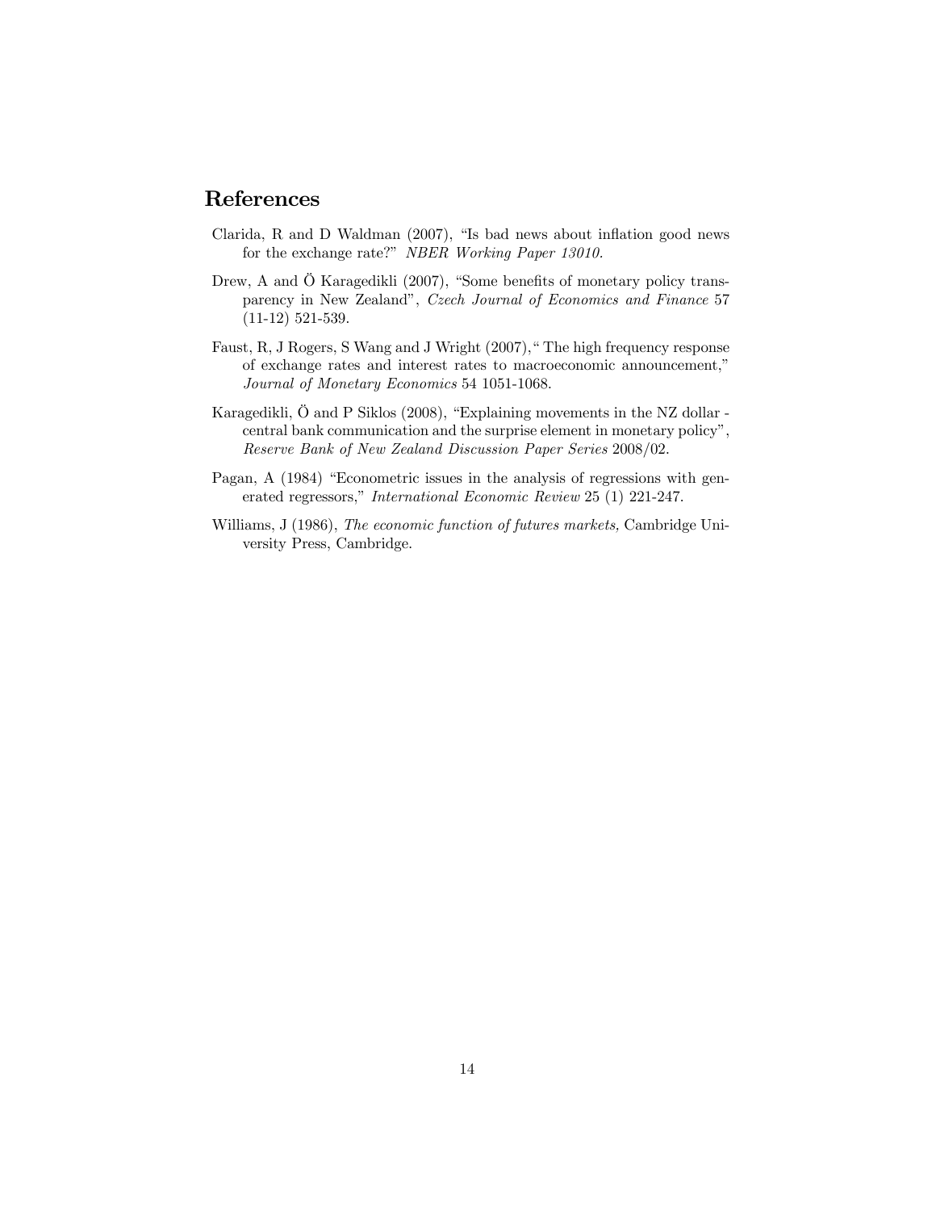## References

Clarida, R and D Waldman (2007), "Is bad news about inflation good news for the exchange rate?" *NBER Working Paper 13010.*

Drew, A and Ö Karagedikli (2007), "Some benefits of monetary policy transparency in New Zealand", *Czech Journal of Economics and Finance* 57 (11-12) 521-539.

Faust, R, J Rogers, S Wang and J Wright (2007)," The high frequency response of exchange rates and interest rates to macroeconomic announcement," *Journal of Monetary Economics* 54 1051-1068.

Karagedikli, Ö and P Siklos (2008), "Explaining movements in the NZ dollar - central bank communication and the surprise element in monetary policy", *Reserve Bank of New Zealand Discussion Paper Series* 2008/02.

Pagan, A (1984) "Econometric issues in the analysis of regressions with generated regressors," *International Economic Review* 25 (1) 221-247.

Williams, J (1986), *The economic function of futures markets,* Cambridge University Press, Cambridge.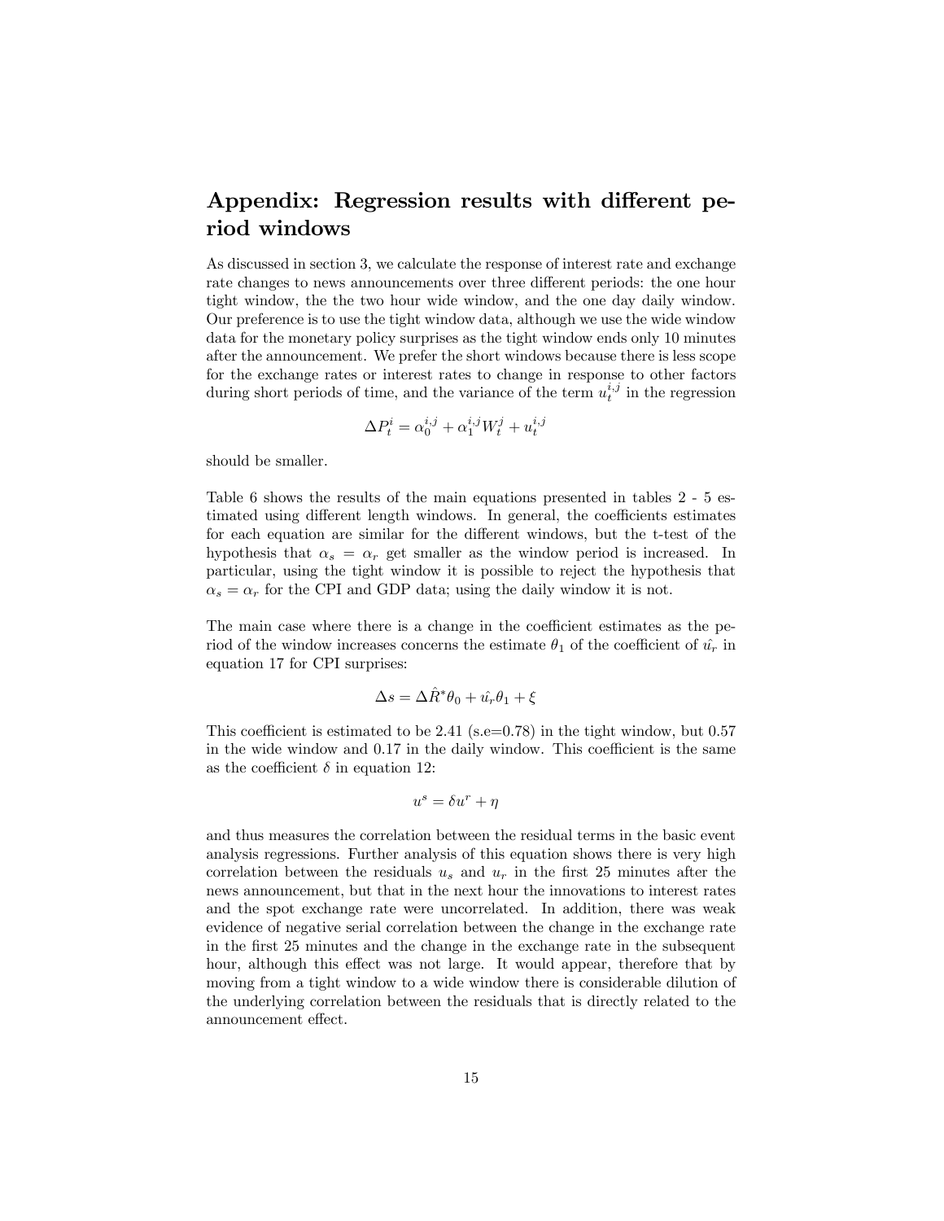# Appendix: Regression results with different period windows

As discussed in section 3, we calculate the response of interest rate and exchange rate changes to news announcements over three different periods: the one hour tight window, the the two hour wide window, and the one day daily window. Our preference is to use the tight window data, although we use the wide window data for the monetary policy surprises as the tight window ends only 10 minutes after the announcement. We prefer the short windows because there is less scope for the exchange rates or interest rates to change in response to other factors during short periods of time, and the variance of the term $u_t^{i,j}$ in the regression

$$\Delta P_t^i = \alpha_0^{i,j} + \alpha_1^{i,j} W_t^j + u_t^{i,j}$$

should be smaller.

Table 6 shows the results of the main equations presented in tables 2 - 5 estimated using different length windows. In general, the coefficients estimates for each equation are similar for the different windows, but the t-test of the hypothesis that $\alpha_s = \alpha_r$ get smaller as the window period is increased. In particular, using the tight window it is possible to reject the hypothesis that $\alpha_s = \alpha_r$ for the CPI and GDP data; using the daily window it is not.

The main case where there is a change in the coefficient estimates as the period of the window increases concerns the estimate $\theta_1$ of the coefficient of $\hat{u_r}$ in equation 17 for CPI surprises:

$$\Delta s = \Delta \hat{R}^* \theta_0 + \hat{u_r} \theta_1 + \xi$$

This coefficient is estimated to be 2.41 (s.e=0.78) in the tight window, but 0.57 in the wide window and 0.17 in the daily window. This coefficient is the same as the coefficient $\delta$ in equation 12:

$$u^s = \delta u^r + \eta$$

and thus measures the correlation between the residual terms in the basic event analysis regressions. Further analysis of this equation shows there is very high correlation between the residuals $u_s$ and $u_r$ in the first 25 minutes after the news announcement, but that in the next hour the innovations to interest rates and the spot exchange rate were uncorrelated. In addition, there was weak evidence of negative serial correlation between the change in the exchange rate in the first 25 minutes and the change in the exchange rate in the subsequent hour, although this effect was not large. It would appear, therefore that by moving from a tight window to a wide window there is considerable dilution of the underlying correlation between the residuals that is directly related to the announcement effect.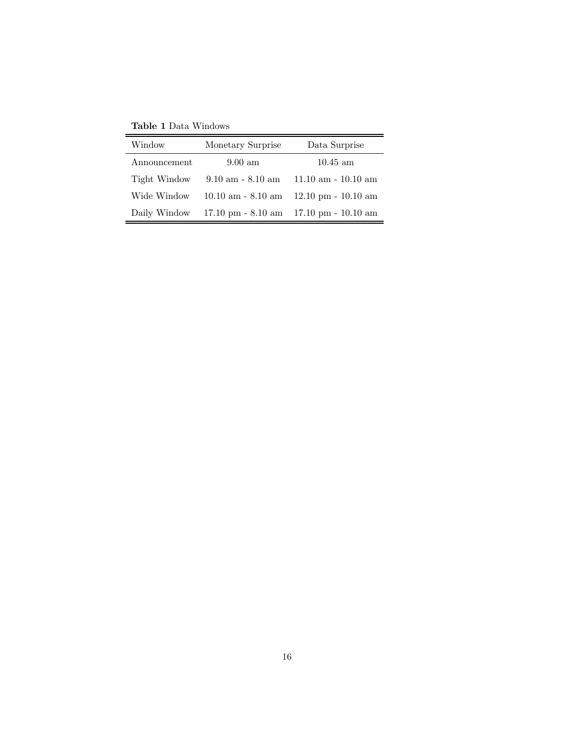**Table 1** Data Windows

| Window | Monetary Surprise | Data Surprise |
|---|---|---|
| Announcement | 9.00 am | 10.45 am |
| Tight Window | 9.10 am - 8.10 am | 11.10 am - 10.10 am |
| Wide Window | 10.10 am - 8.10 am | 12.10 pm - 10.10 am |
| Daily Window | 17.10 pm - 8.10 am | 17.10 pm - 10.10 am |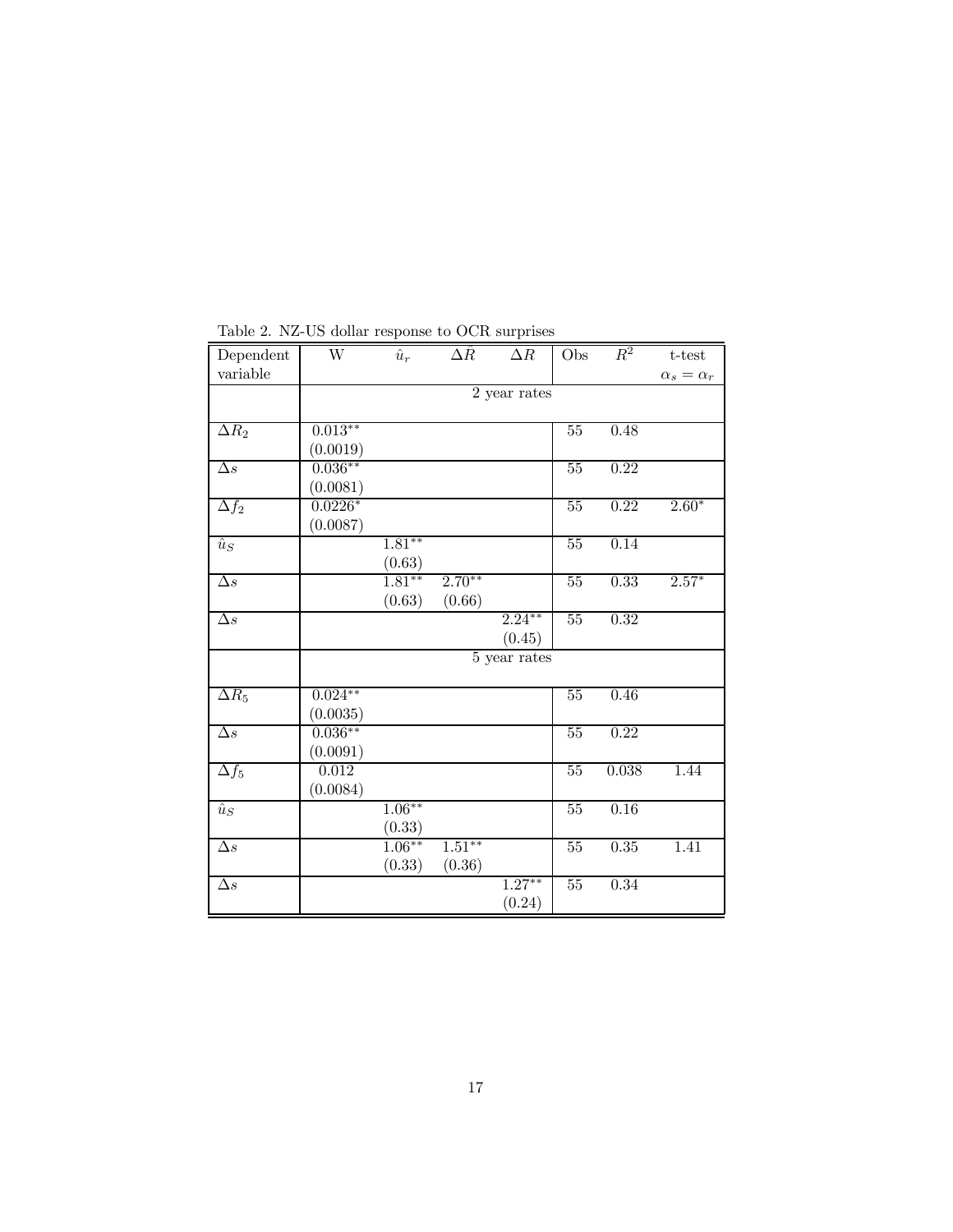Table 2. NZ-US dollar response to OCR surprises

| Dependent variable | W | $\hat{u}_r$ | $\Delta\hat{R}$ | $\Delta R$ | Obs | $\overline{R}^2$ | t-test $\alpha_s = \alpha_r$ |
|---|---|---|---|---|---|---|---|
| | 2 year rates | | | | | | |
| $\Delta R_2$ | $0.013^{**}$ (0.0019) | | | | 55 | 0.48 | |
| $\Delta s$ | $0.036^{**}$ (0.0081) | | | | 55 | 0.22 | |
| $\Delta f_2$ | $0.0226^{*}$ (0.0087) | | | | 55 | 0.22 | $2.60^{*}$ |
| $\hat{u}_S$ | | $1.81^{**}$ (0.63) | | | 55 | 0.14 | |
| $\Delta s$ | | $1.81^{**}$ (0.63) | $2.70^{**}$ (0.66) | | 55 | 0.33 | $2.57^{*}$ |
| $\Delta s$ | | | | $2.24^{**}$ (0.45) | 55 | 0.32 | |
| | 5 year rates | | | | | | |
| $\Delta R_5$ | $0.024^{**}$ (0.0035) | | | | 55 | 0.46 | |
| $\Delta s$ | $0.036^{**}$ (0.0091) | | | | 55 | 0.22 | |
| $\Delta f_5$ | 0.012 (0.0084) | | | | 55 | 0.038 | 1.44 |
| $\hat{u}_S$ | | $1.06^{**}$ (0.33) | | | 55 | 0.16 | |
| $\Delta s$ | | $1.06^{**}$ (0.33) | $1.51^{**}$ (0.36) | | 55 | 0.35 | 1.41 |
| $\Delta s$ | | | | $1.27^{**}$ (0.24) | 55 | 0.34 | |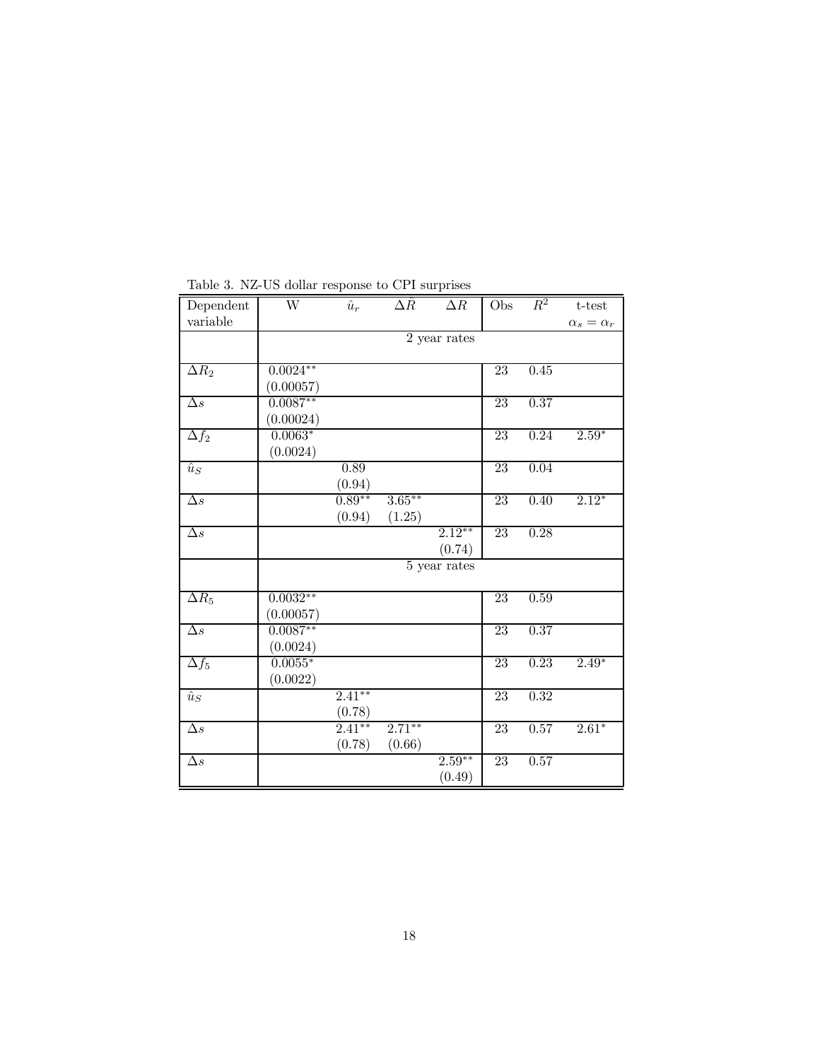Table 3. NZ-US dollar response to CPI surprises

| Dependent variable | W | $\hat{u}_r$ | $\Delta\hat{R}$ | $\Delta R$ | Obs | $R^2$ | t-test $\alpha_s = \alpha_r$ |
|---|---|---|---|---|---|---|---|
| | 2 year rates | | | | | | |
| $\Delta R_2$ | $0.0024^{**}$ (0.00057) | | | | 23 | 0.45 | |
| $\Delta s$ | $0.0087^{**}$ (0.00024) | | | | 23 | 0.37 | |
| $\Delta f_2$ | $0.0063^{*}$ (0.0024) | | | | 23 | 0.24 | $2.59^{*}$ |
| $\hat{u}_S$ | | 0.89 (0.94) | | | 23 | 0.04 | |
| $\Delta s$ | | $0.89^{**}$ (0.94) | $3.65^{**}$ (1.25) | | 23 | 0.40 | $2.12^{*}$ |
| $\Delta s$ | | | | $2.12^{**}$ (0.74) | 23 | 0.28 | |
| | 5 year rates | | | | | | |
| $\Delta R_5$ | $0.0032^{**}$ (0.00057) | | | | 23 | 0.59 | |
| $\Delta s$ | $0.0087^{**}$ (0.0024) | | | | 23 | 0.37 | |
| $\Delta f_5$ | $0.0055^{*}$ (0.0022) | | | | 23 | 0.23 | $2.49^{*}$ |
| $\hat{u}_S$ | | $2.41^{**}$ (0.78) | | | 23 | 0.32 | |
| $\Delta s$ | | $2.41^{**}$ (0.78) | $2.71^{**}$ (0.66) | | 23 | 0.57 | $2.61^{*}$ |
| $\Delta s$ | | | | $2.59^{**}$ (0.49) | 23 | 0.57 | |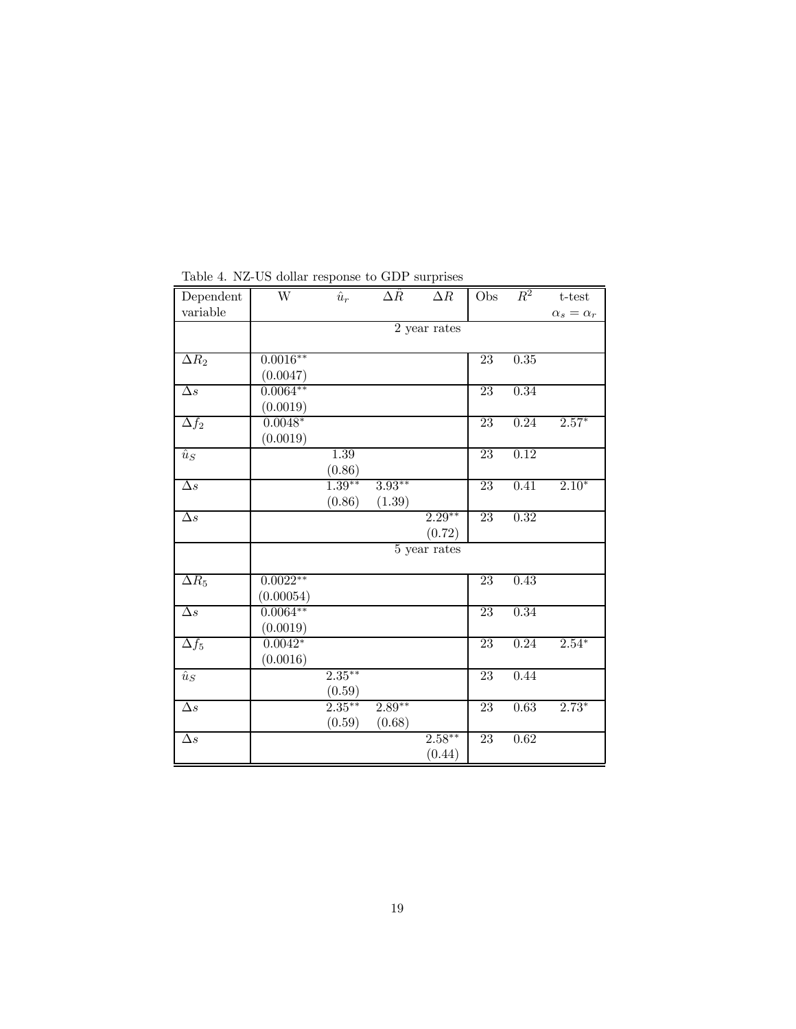Table 4. NZ-US dollar response to GDP surprises

| Dependent variable | W | $\hat{u}_r$ | $\Delta\hat{R}$ | $\Delta R$ | Obs | $R^2$ | t-test $\alpha_s = \alpha_r$ |
|---|---|---|---|---|---|---|---|
| | 2 year rates | | | | | | |
| $\Delta R_2$ | $0.0016^{**}$ (0.0047) | | | | 23 | 0.35 | |
| $\Delta s$ | $0.0064^{**}$ (0.0019) | | | | 23 | 0.34 | |
| $\Delta f_2$ | $0.0048^{*}$ (0.0019) | | | | 23 | 0.24 | $2.57^{*}$ |
| $\hat{u}_S$ | | 1.39 (0.86) | | | 23 | 0.12 | |
| $\Delta s$ | | $1.39^{**}$ (0.86) | $3.93^{**}$ (1.39) | | 23 | 0.41 | $2.10^{*}$ |
| $\Delta s$ | | | | $2.29^{**}$ (0.72) | 23 | 0.32 | |
| | 5 year rates | | | | | | |
| $\Delta R_5$ | $0.0022^{**}$ (0.00054) | | | | 23 | 0.43 | |
| $\Delta s$ | $0.0064^{**}$ (0.0019) | | | | 23 | 0.34 | |
| $\Delta f_5$ | $0.0042^{*}$ (0.0016) | | | | 23 | 0.24 | $2.54^{*}$ |
| $\hat{u}_S$ | | $2.35^{**}$ (0.59) | | | 23 | 0.44 | |
| $\Delta s$ | | $2.35^{**}$ (0.59) | $2.89^{**}$ (0.68) | | 23 | 0.63 | $2.73^{*}$ |
| $\Delta s$ | | | | $2.58^{**}$ (0.44) | 23 | 0.62 | |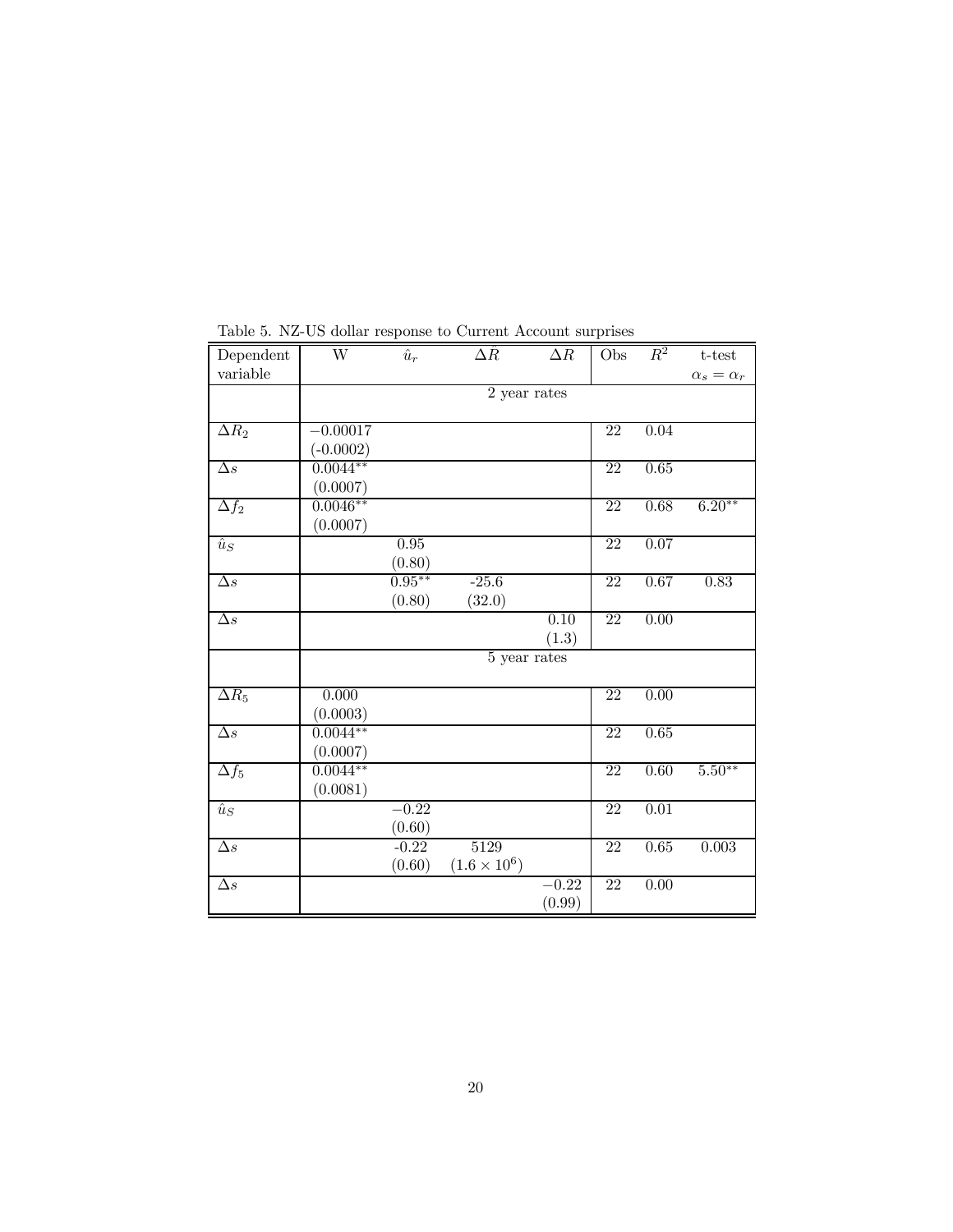Table 5. NZ-US dollar response to Current Account surprises

| Dependent variable | W | $\hat{u}_r$ | $\Delta\hat{R}$ | $\Delta R$ | Obs | $R^2$ | t-test $\alpha_s = \alpha_r$ |
|---|---|---|---|---|---|---|---|
| | 2 year rates | | | | | | |
| $\Delta R_2$ | $-0.00017$ (-0.0002) | | | | 22 | 0.04 | |
| $\Delta s$ | $0.0044^{**}$ (0.0007) | | | | 22 | 0.65 | |
| $\Delta f_2$ | $0.0046^{**}$ (0.0007) | | | | 22 | 0.68 | $6.20^{**}$ |
| $\hat{u}_S$ | | 0.95 (0.80) | | | 22 | 0.07 | |
| $\Delta s$ | | $0.95^{**}$ (0.80) | -25.6 (32.0) | | 22 | 0.67 | 0.83 |
| $\Delta s$ | | | | 0.10 (1.3) | 22 | 0.00 | |
| | 5 year rates | | | | | | |
| $\Delta R_5$ | 0.000 (0.0003) | | | | 22 | 0.00 | |
| $\Delta s$ | $0.0044^{**}$ (0.0007) | | | | 22 | 0.65 | |
| $\Delta f_5$ | $0.0044^{**}$ (0.0081) | | | | 22 | 0.60 | $5.50^{**}$ |
| $\hat{u}_S$ | | $-0.22$ (0.60) | | | 22 | 0.01 | |
| $\Delta s$ | | -0.22 (0.60) | 5129 $(1.6 \times 10^6)$ | | 22 | 0.65 | 0.003 |
| $\Delta s$ | | | | $-0.22$ (0.99) | 22 | 0.00 | |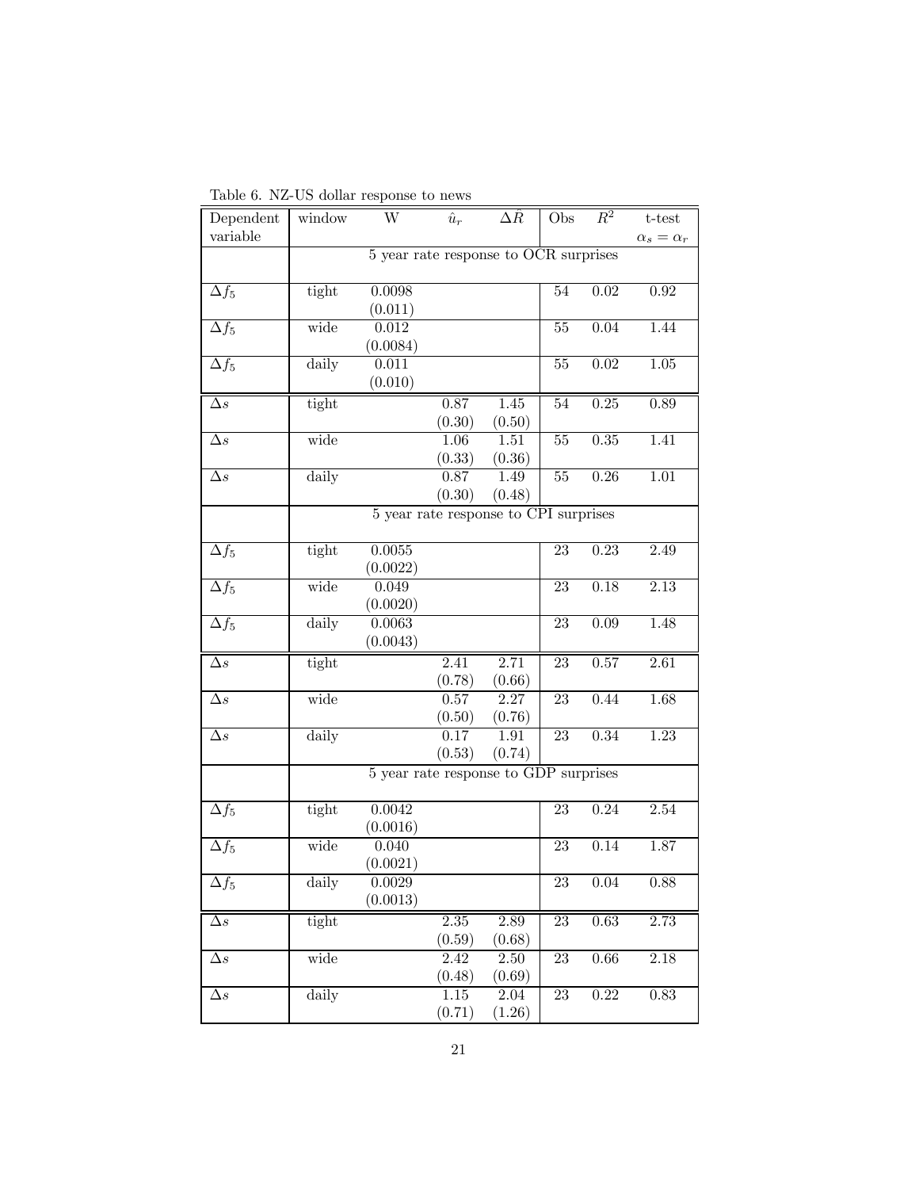Table 6. NZ-US dollar response to news

| Dependent variable | window | W | $\hat{u}_r$ | $\Delta\tilde{R}$ | Obs | $R^2$ | t-test $\alpha_s = \alpha_r$ |
|---|---|---|---|---|---|---|---|
| | 5 year rate response to OCR surprises | | | | | | |
| $\Delta f_5$ | tight | 0.0098 (0.011) | | | 54 | 0.02 | 0.92 |
| $\Delta f_5$ | wide | 0.012 (0.0084) | | | 55 | 0.04 | 1.44 |
| $\Delta f_5$ | daily | 0.011 (0.010) | | | 55 | 0.02 | 1.05 |
| $\Delta s$ | tight | | 0.87 (0.30) | 1.45 (0.50) | 54 | 0.25 | 0.89 |
| $\Delta s$ | wide | | 1.06 (0.33) | 1.51 (0.36) | 55 | 0.35 | 1.41 |
| $\Delta s$ | daily | | 0.87 (0.30) | 1.49 (0.48) | 55 | 0.26 | 1.01 |
| | 5 year rate response to CPI surprises | | | | | | |
| $\Delta f_5$ | tight | 0.0055 (0.0022) | | | 23 | 0.23 | 2.49 |
| $\Delta f_5$ | wide | 0.049 (0.0020) | | | 23 | 0.18 | 2.13 |
| $\Delta f_5$ | daily | 0.0063 (0.0043) | | | 23 | 0.09 | 1.48 |
| $\Delta s$ | tight | | 2.41 (0.78) | 2.71 (0.66) | 23 | 0.57 | 2.61 |
| $\Delta s$ | wide | | 0.57 (0.50) | 2.27 (0.76) | 23 | 0.44 | 1.68 |
| $\Delta s$ | daily | | 0.17 (0.53) | 1.91 (0.74) | 23 | 0.34 | 1.23 |
| | 5 year rate response to GDP surprises | | | | | | |
| $\Delta f_5$ | tight | 0.0042 (0.0016) | | | 23 | 0.24 | 2.54 |
| $\Delta f_5$ | wide | 0.040 (0.0021) | | | 23 | 0.14 | 1.87 |
| $\Delta f_5$ | daily | 0.0029 (0.0013) | | | 23 | 0.04 | 0.88 |
| $\Delta s$ | tight | | 2.35 (0.59) | 2.89 (0.68) | 23 | 0.63 | 2.73 |
| $\Delta s$ | wide | | 2.42 (0.48) | 2.50 (0.69) | 23 | 0.66 | 2.18 |
| $\Delta s$ | daily | | 1.15 (0.71) | 2.04 (1.26) | 23 | 0.22 | 0.83 |